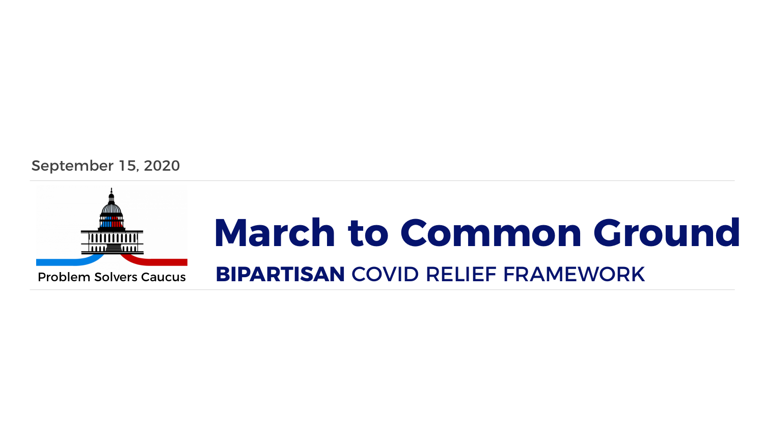September 15, 2020

Problem Solvers Caucus

# March to Common Ground

## **BIPARTISAN** COVID RELIEF FRAMEWORK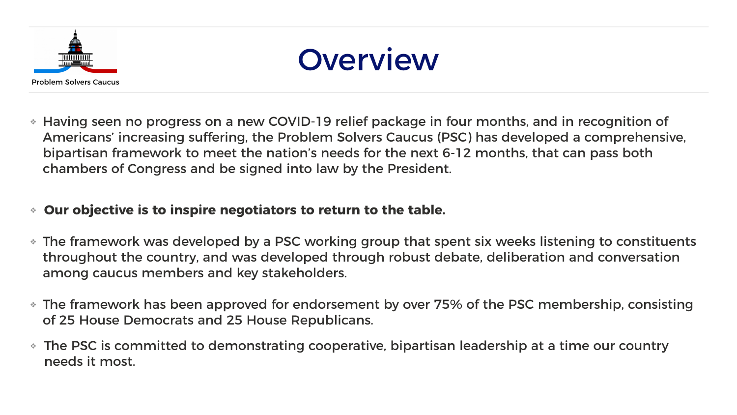Problem Solvers Caucus

# Overview

- Having seen no progress on a new COVID-19 relief package in four months, and in recognition of Americans' increasing suffering, the Problem Solvers Caucus (PSC) has developed a comprehensive, bipartisan framework to meet the nation's needs for the next 6-12 months, that can pass both chambers of Congress and be signed into law by the President.
- **Our objective is to inspire negotiators to return to the table.**
- The framework was developed by a PSC working group that spent six weeks listening to constituents throughout the country, and was developed through robust debate, deliberation and conversation among caucus members and key stakeholders.
- The framework has been approved for endorsement by over 75% of the PSC membership, consisting of 25 House Democrats and 25 House Republicans.
- The PSC is committed to demonstrating cooperative, bipartisan leadership at a time our country needs it most.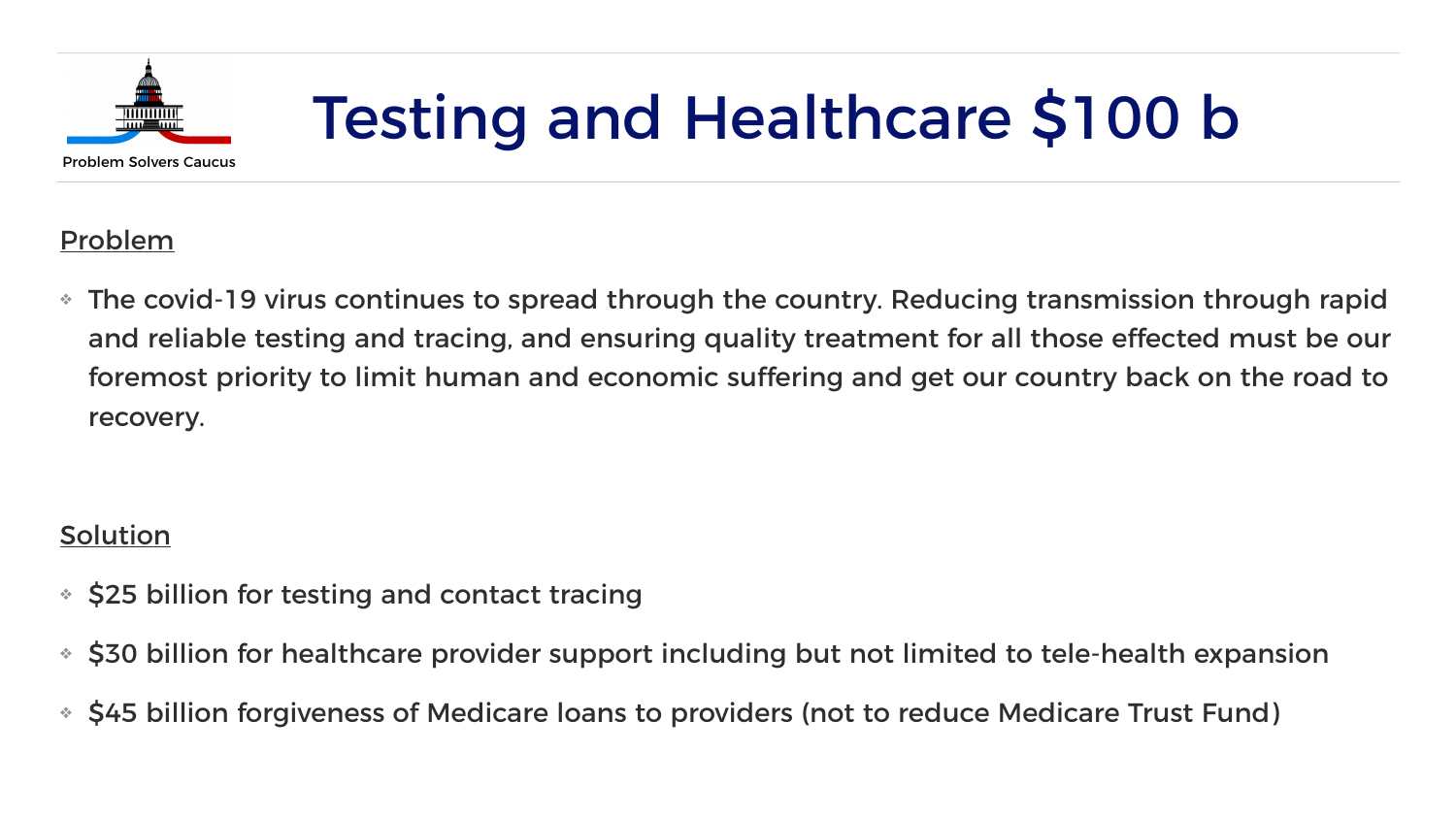Problem Solvers Caucus

# Testing and Healthcare $100 b

## Problem

- The covid-19 virus continues to spread through the country. Reducing transmission through rapid and reliable testing and tracing, and ensuring quality treatment for all those effected must be our foremost priority to limit human and economic suffering and get our country back on the road to recovery.

## Solution

- $25 billion for testing and contact tracing
- $30 billion for healthcare provider support including but not limited to tele-health expansion
- $45 billion forgiveness of Medicare loans to providers (not to reduce Medicare Trust Fund)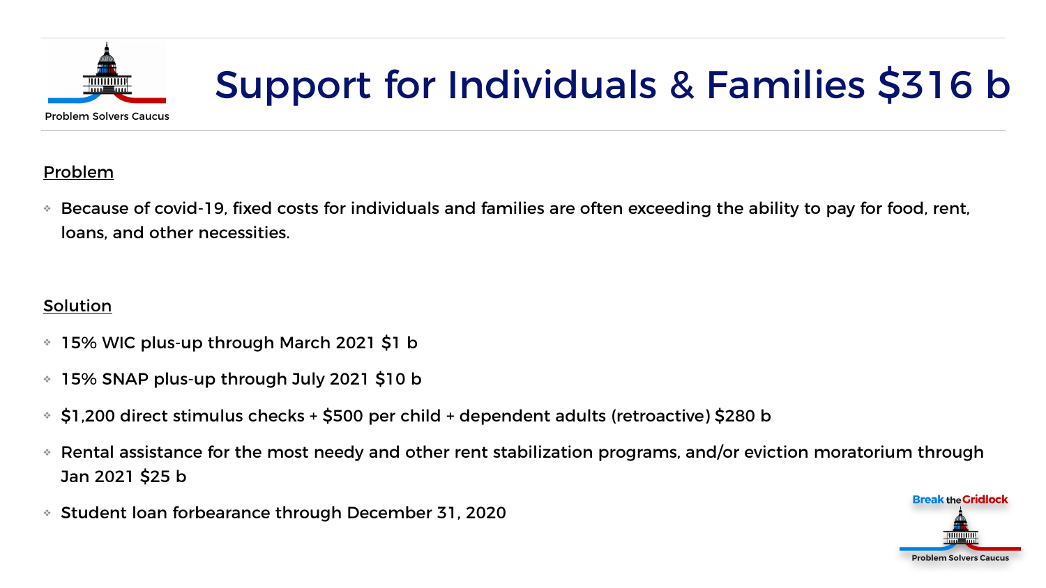# Support for Individuals & Families $316 b

**Problem**

- Because of covid-19, fixed costs for individuals and families are often exceeding the ability to pay for food, rent, loans, and other necessities.

**Solution**

- 15% WIC plus-up through March 2021 $1 b
- 15% SNAP plus-up through July 2021 $10 b
- $1,200 direct stimulus checks + $500 per child + dependent adults (retroactive) $280 b
- Rental assistance for the most needy and other rent stabilization programs, and/or eviction moratorium through Jan 2021 $25 b
- Student loan forbearance through December 31, 2020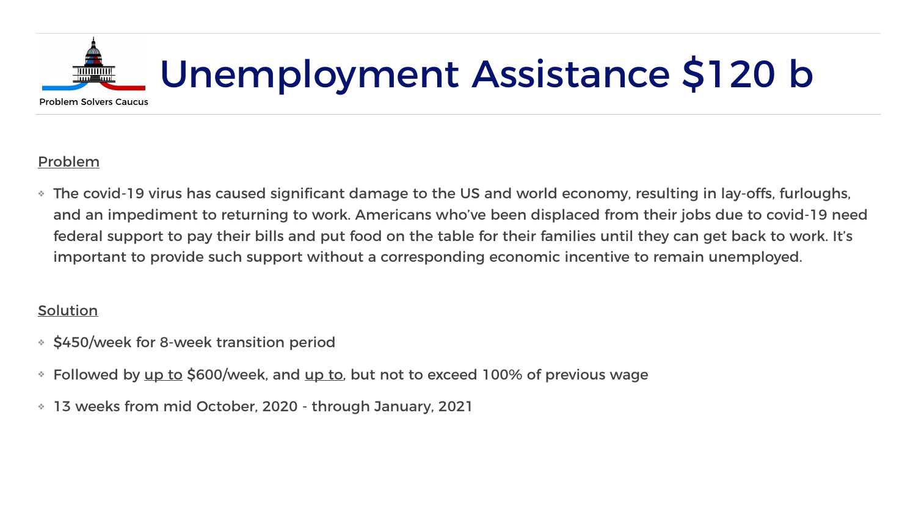Problem Solvers Caucus

# Unemployment Assistance $120 b

<u>Problem</u>

- The covid-19 virus has caused significant damage to the US and world economy, resulting in lay-offs, furloughs, and an impediment to returning to work. Americans who've been displaced from their jobs due to covid-19 need federal support to pay their bills and put food on the table for their families until they can get back to work. It's important to provide such support without a corresponding economic incentive to remain unemployed.

<u>Solution</u>

- $450/week for 8-week transition period
- Followed by <u>up to</u> $600/week, and <u>up to</u>, but not to exceed 100% of previous wage
- 13 weeks from mid October, 2020 - through January, 2021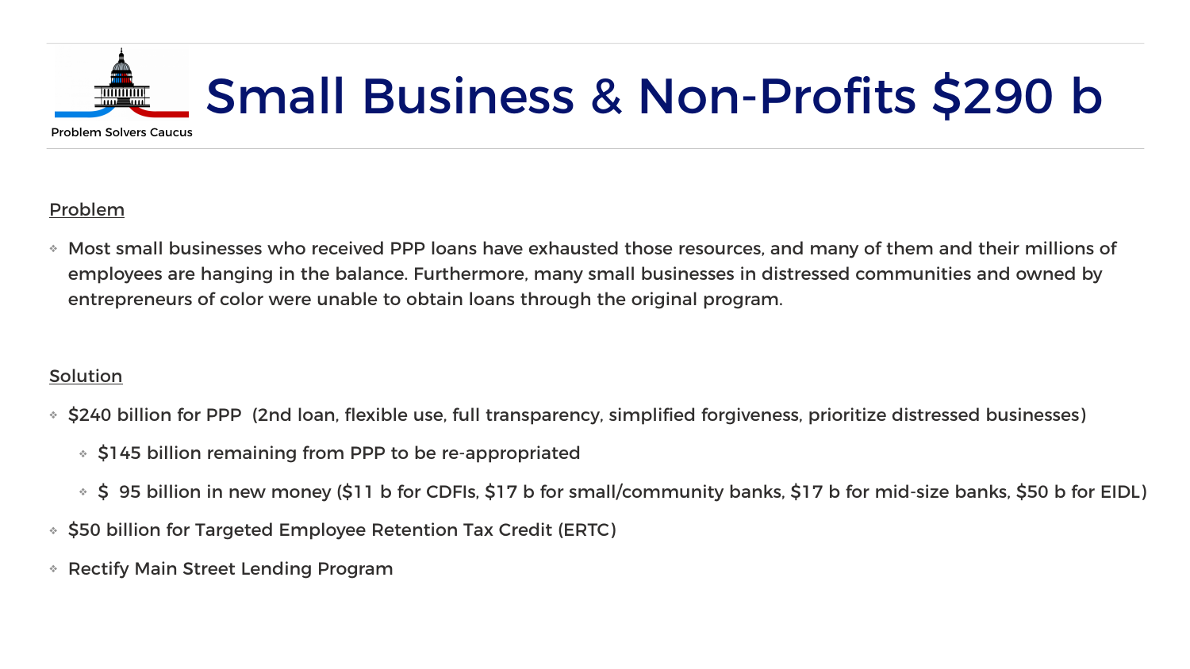Problem Solvers Caucus

# Small Business & Non-Profits $290 b

Problem

- Most small businesses who received PPP loans have exhausted those resources, and many of them and their millions of employees are hanging in the balance. Furthermore, many small businesses in distressed communities and owned by entrepreneurs of color were unable to obtain loans through the original program.

Solution

- $240 billion for PPP (2nd loan, flexible use, full transparency, simplified forgiveness, prioritize distressed businesses)
  - $145 billion remaining from PPP to be re-appropriated
  - $ 95 billion in new money ($11 b for CDFIs, $17 b for small/community banks, $17 b for mid-size banks, $50 b for EIDL)
- $50 billion for Targeted Employee Retention Tax Credit (ERTC)
- Rectify Main Street Lending Program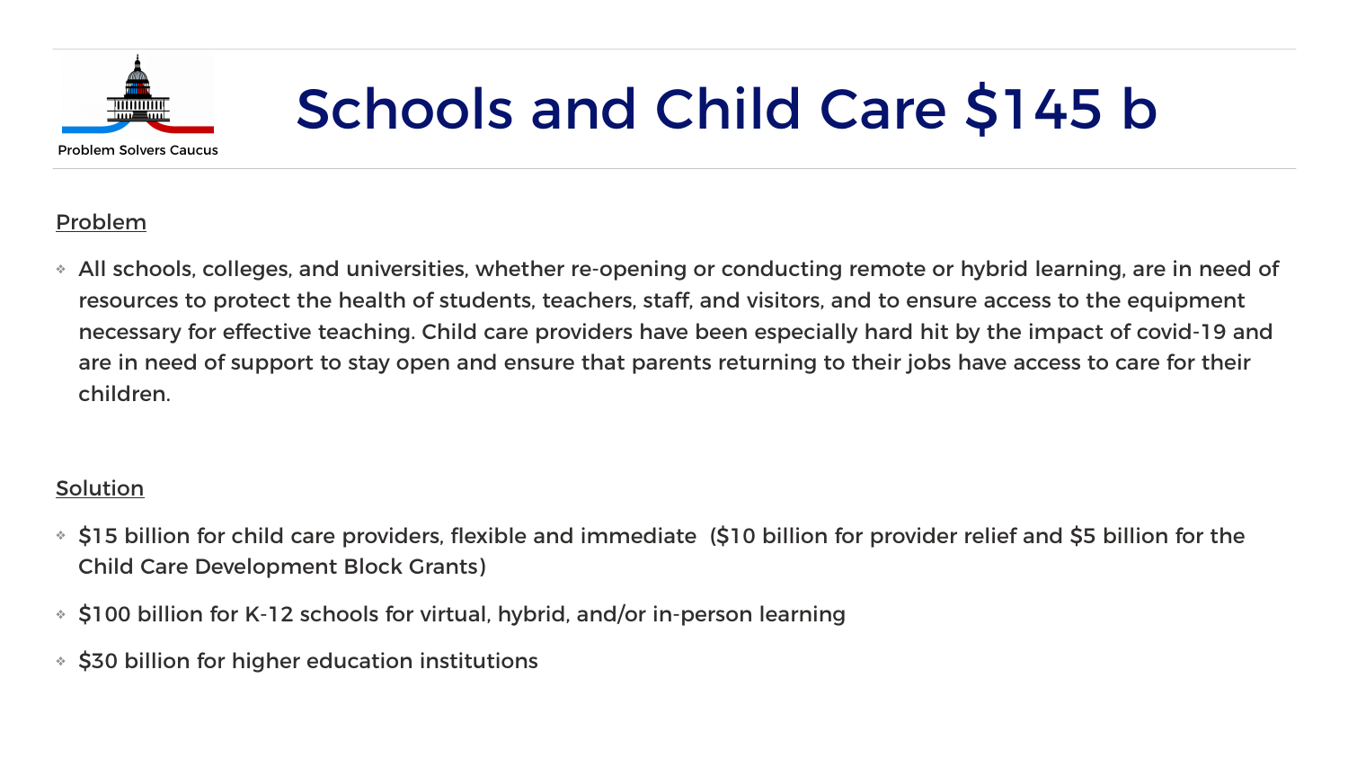Problem Solvers Caucus

# Schools and Child Care $145 b

Problem

- All schools, colleges, and universities, whether re-opening or conducting remote or hybrid learning, are in need of resources to protect the health of students, teachers, staff, and visitors, and to ensure access to the equipment necessary for effective teaching. Child care providers have been especially hard hit by the impact of covid-19 and are in need of support to stay open and ensure that parents returning to their jobs have access to care for their children.

Solution

- $15 billion for child care providers, flexible and immediate ($10 billion for provider relief and $5 billion for the Child Care Development Block Grants)
- $100 billion for K-12 schools for virtual, hybrid, and/or in-person learning
- $30 billion for higher education institutions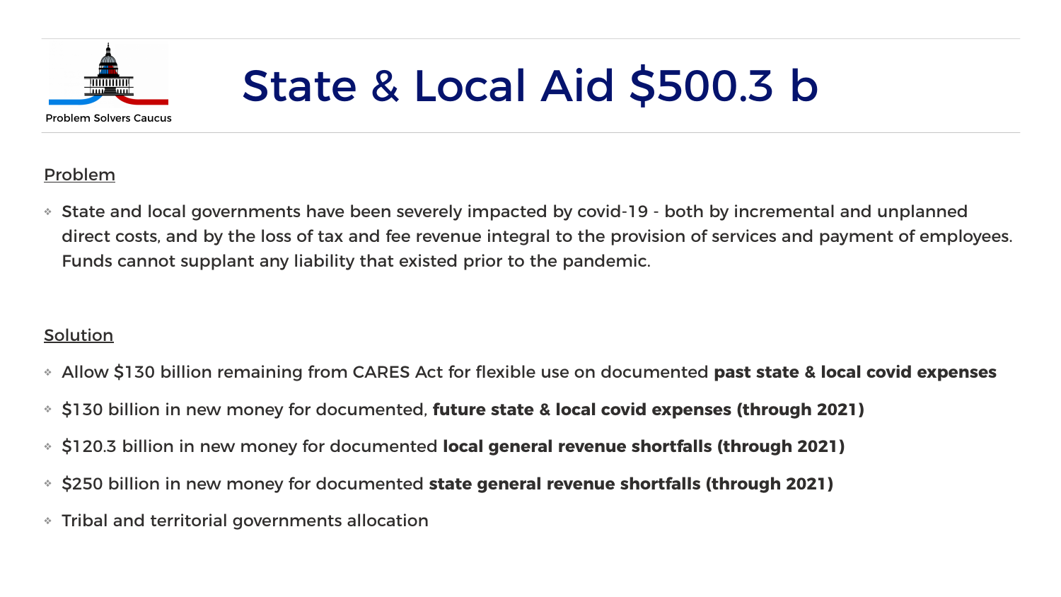Problem Solvers Caucus

# State & Local Aid $500.3 b

Problem

- State and local governments have been severely impacted by covid-19 - both by incremental and unplanned direct costs, and by the loss of tax and fee revenue integral to the provision of services and payment of employees. Funds cannot supplant any liability that existed prior to the pandemic.

Solution

- Allow $130 billion remaining from CARES Act for flexible use on documented **past state & local covid expenses**
- $130 billion in new money for documented, **future state & local covid expenses (through 2021)**
- $120.3 billion in new money for documented **local general revenue shortfalls (through 2021)**
- $250 billion in new money for documented **state general revenue shortfalls (through 2021)**
- Tribal and territorial governments allocation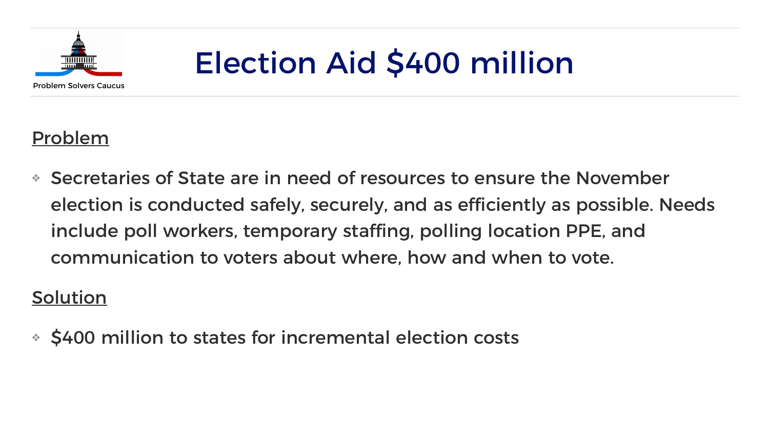Problem Solvers Caucus

# Election Aid $400 million

## Problem

- Secretaries of State are in need of resources to ensure the November election is conducted safely, securely, and as efficiently as possible. Needs include poll workers, temporary staffing, polling location PPE, and communication to voters about where, how and when to vote.

## Solution

- $400 million to states for incremental election costs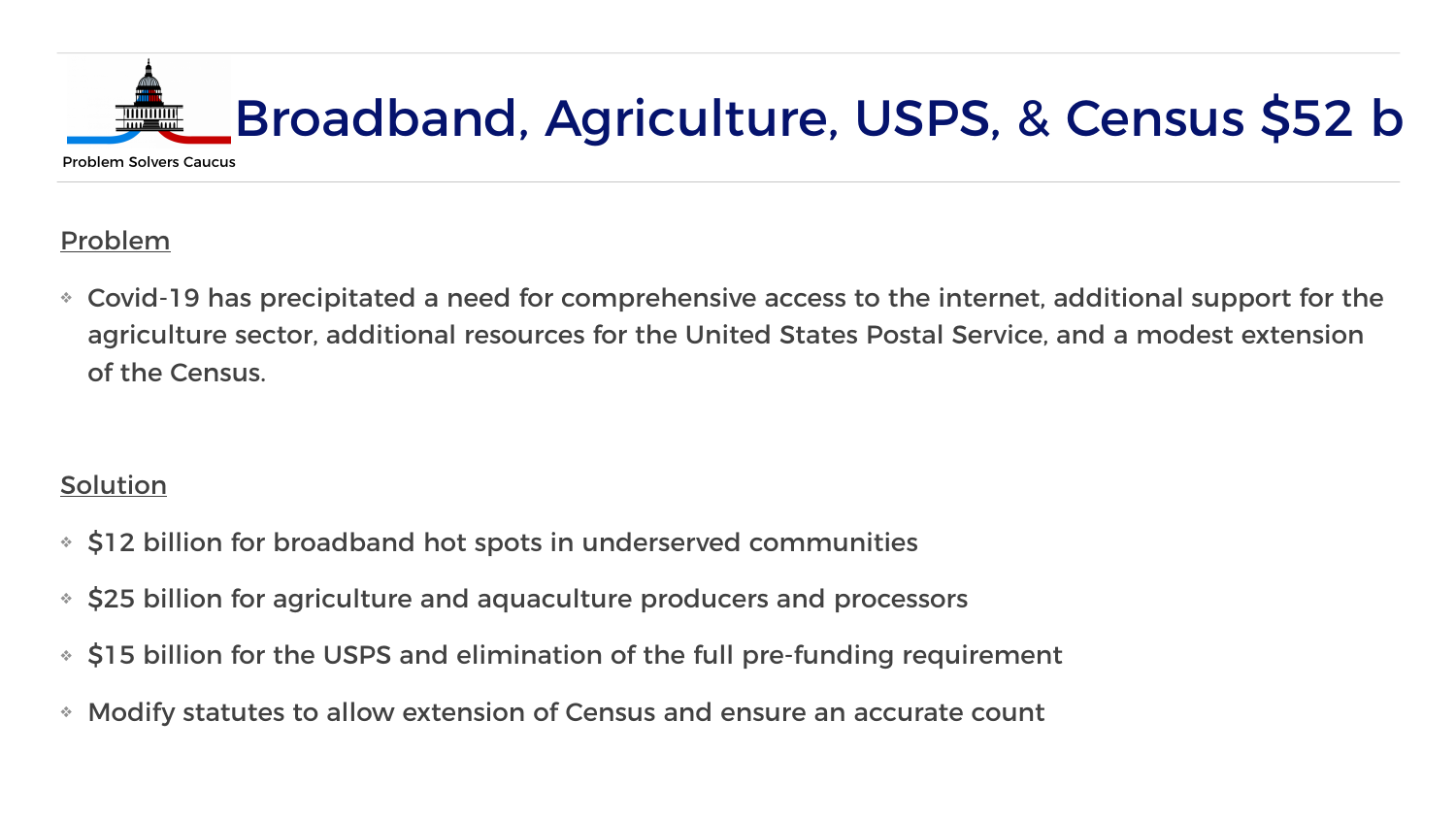# Broadband, Agriculture, USPS, & Census $52 b

Problem Solvers Caucus

## Problem

- Covid-19 has precipitated a need for comprehensive access to the internet, additional support for the agriculture sector, additional resources for the United States Postal Service, and a modest extension of the Census.

## Solution

- $12 billion for broadband hot spots in underserved communities
- $25 billion for agriculture and aquaculture producers and processors
- $15 billion for the USPS and elimination of the full pre-funding requirement
- Modify statutes to allow extension of Census and ensure an accurate count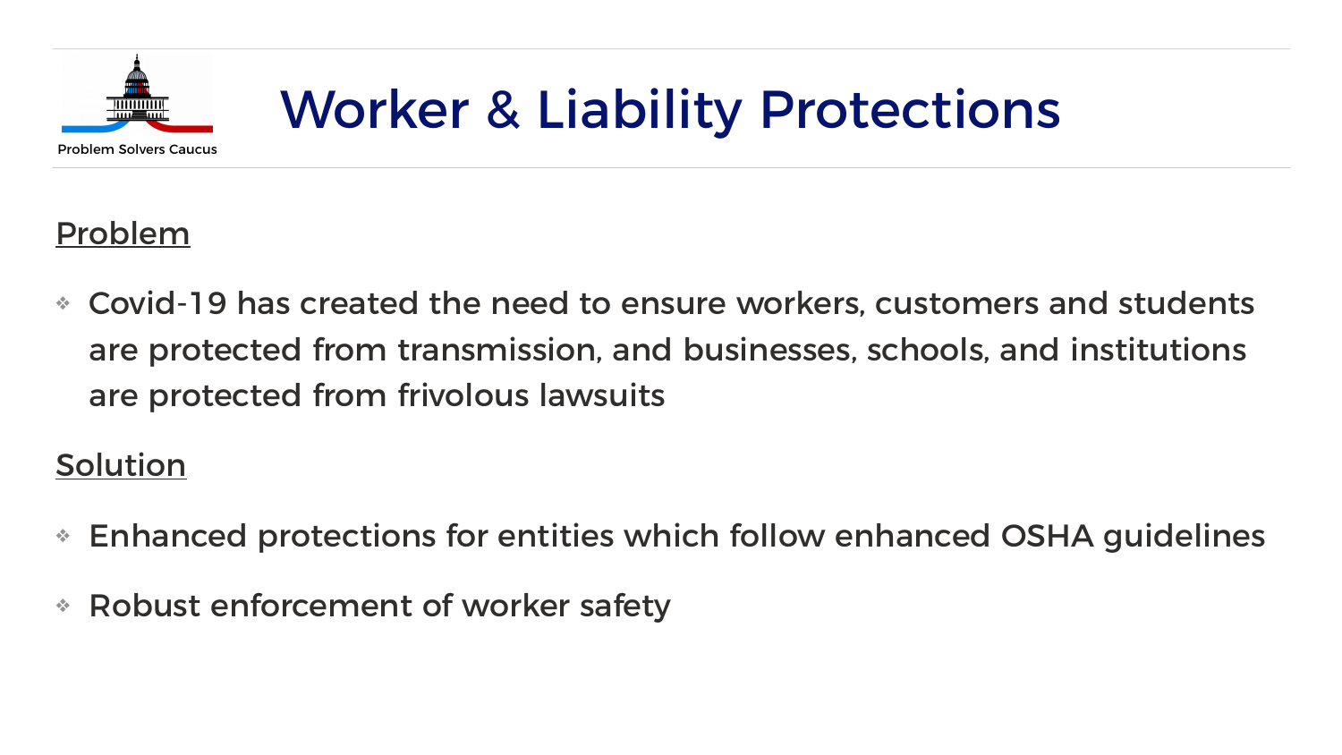Problem Solvers Caucus

# Worker & Liability Protections

## Problem

- Covid-19 has created the need to ensure workers, customers and students are protected from transmission, and businesses, schools, and institutions are protected from frivolous lawsuits

## Solution

- Enhanced protections for entities which follow enhanced OSHA guidelines
- Robust enforcement of worker safety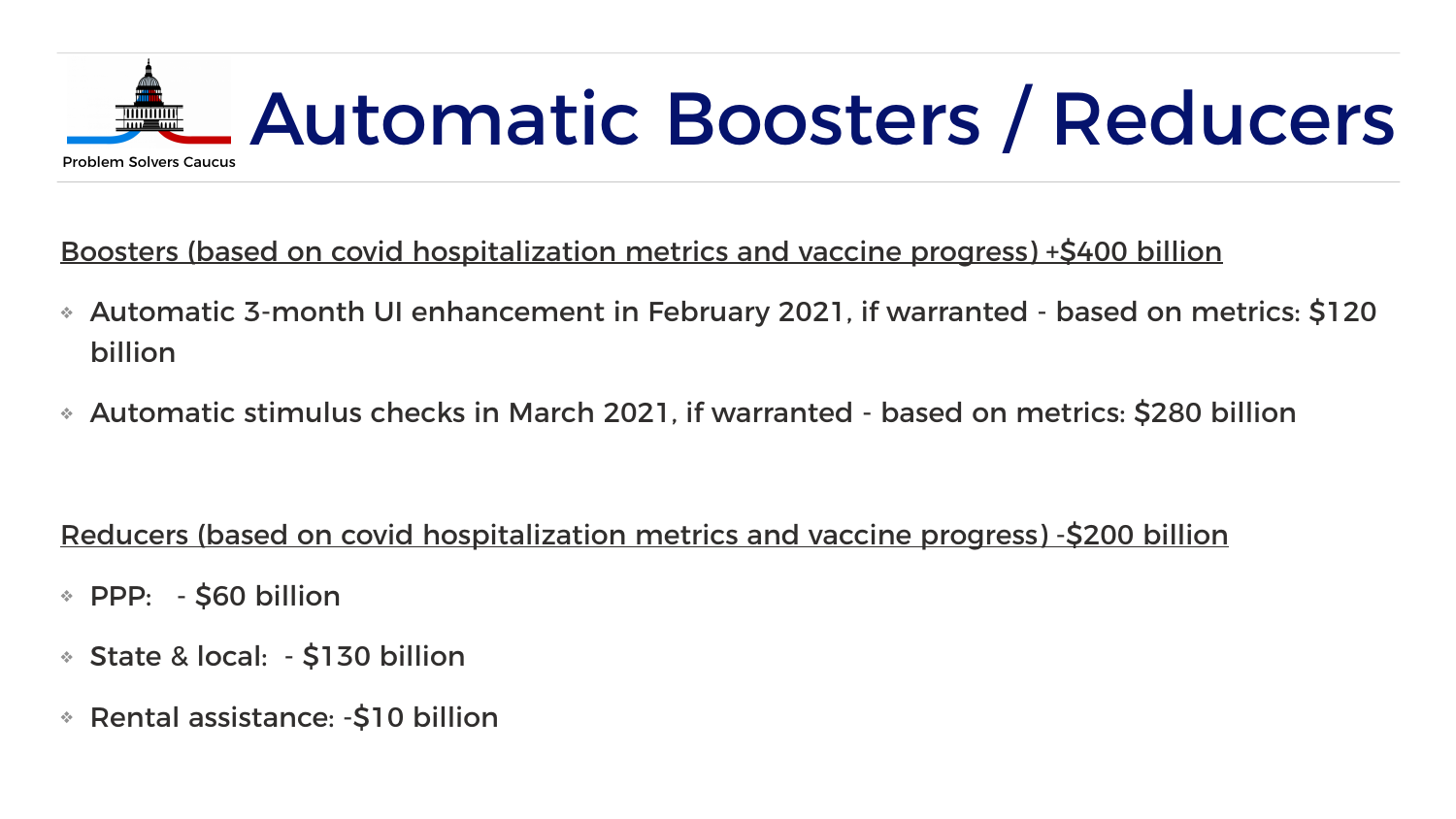Problem Solvers Caucus

# Automatic Boosters / Reducers

Boosters (based on covid hospitalization metrics and vaccine progress) +$400 billion

- Automatic 3-month UI enhancement in February 2021, if warranted - based on metrics: $120 billion
- Automatic stimulus checks in March 2021, if warranted - based on metrics: $280 billion

Reducers (based on covid hospitalization metrics and vaccine progress) -$200 billion

- PPP: - $60 billion
- State & local: - $130 billion
- Rental assistance: -$10 billion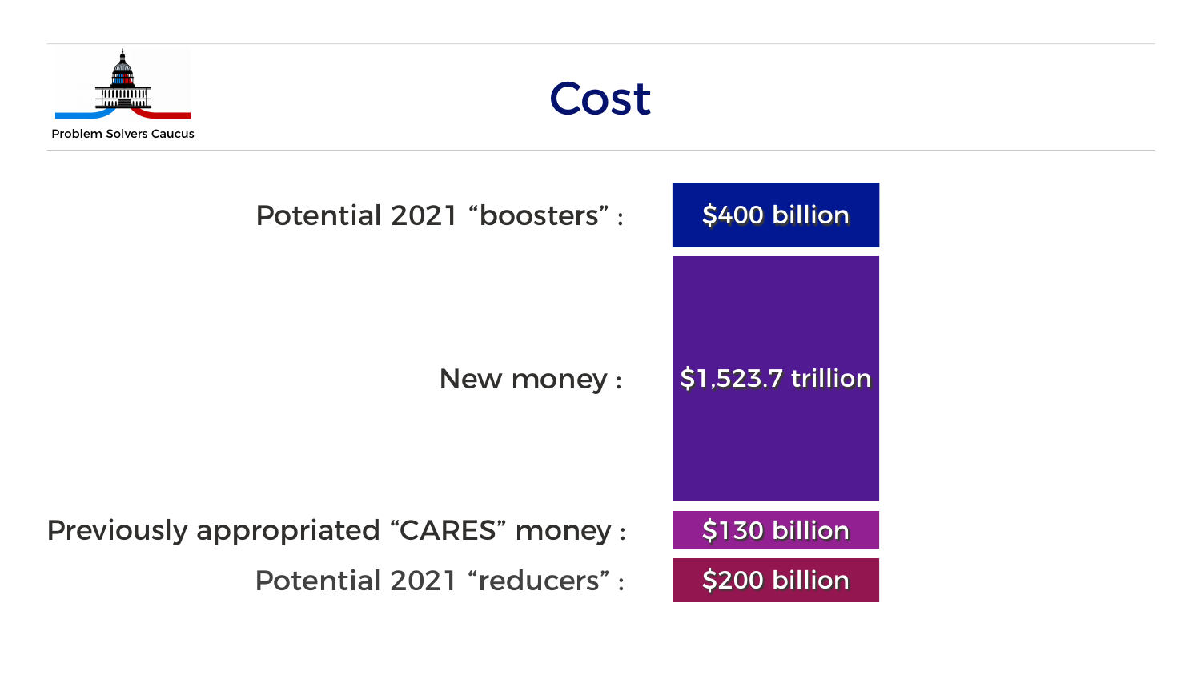Problem Solvers Caucus

# Cost

Potential 2021 “boosters” : $400 billion

New money : $1,523.7 trillion

Previously appropriated “CARES” money : $130 billion

Potential 2021 “reducers” : $200 billion